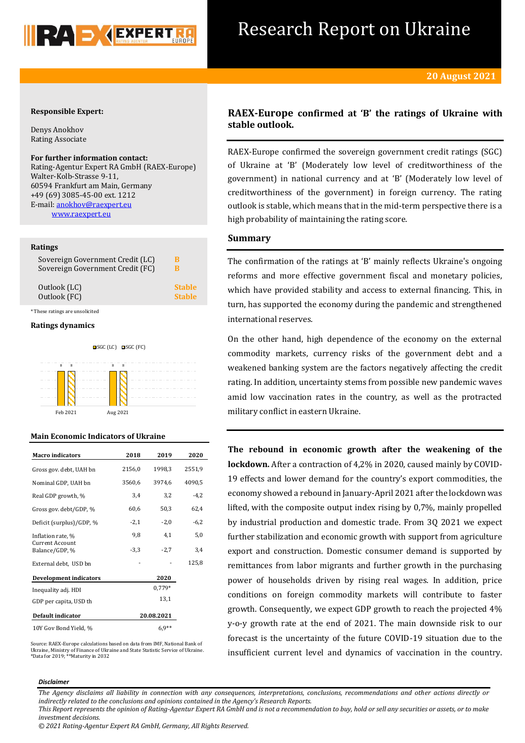# Research Report on Ukraine

**20 August 2021**

**Responsible Expert:**

Denys Anokhov
Rating Associate

**For further information contact:**
Rating-Agentur Expert RA GmbH (RAEX-Europe)
Walter-Kolb-Strasse 9-11,
60594 Frankfurt am Main, Germany
+49 (69) 3085-45-00 ext. 1212
E-mail: anokhov@raexpert.eu
www.raexpert.eu

**Ratings**

| | |
|---|---|
| Sovereign Government Credit (LC) | B |
| Sovereign Government Credit (FC) | B |
| Outlook (LC) | Stable |
| Outlook (FC) | Stable |

*These ratings are unsolicited

**Ratings dynamics**

SGC (LC) SGC (FC)

B B B B

Feb 2021 Aug 2021

**Main Economic Indicators of Ukraine**

| Macro indicators | 2018 | 2019 | 2020 |
|---|---|---|---|
| Gross gov. debt, UAH bn | 2156,0 | 1998,3 | 2551,9 |
| Nominal GDP, UAH bn | 3560,6 | 3974,6 | 4090,5 |
| Real GDP growth, % | 3,4 | 3,2 | -4,2 |
| Gross gov. debt/GDP, % | 60,6 | 50,3 | 62,4 |
| Deficit (surplus)/GDP, % | -2,1 | -2,0 | -6,2 |
| Inflation rate, % | 9,8 | 4,1 | 5,0 |
| Current Account Balance/GDP, % | -3,3 | -2,7 | 3,4 |
| External debt, USD bn | - | - | 125,8 |

| Development indicators | 2020 |
|---|---|
| Inequality adj. HDI | 0,779* |
| GDP per capita, USD th | 13,1 |

| Default indicator | 20.08.2021 |
|---|---|
| 10Y Gov Bond Yield, % | 6,9** |

Source: RAEX-Europe calculations based on data from IMF, National Bank of Ukraine, Ministry of Finance of Ukraine and State Statistic Service of Ukraine.
*Data for 2019; **Maturity in 2032

## RAEX-Europe confirmed at 'B' the ratings of Ukraine with stable outlook.

RAEX-Europe confirmed the sovereign government credit ratings (SGC) of Ukraine at 'B' (Moderately low level of creditworthiness of the government) in national currency and at 'B' (Moderately low level of creditworthiness of the government) in foreign currency. The rating outlook is stable, which means that in the mid-term perspective there is a high probability of maintaining the rating score.

## Summary

The confirmation of the ratings at 'B' mainly reflects Ukraine's ongoing reforms and more effective government fiscal and monetary policies, which have provided stability and access to external financing. This, in turn, has supported the economy during the pandemic and strengthened international reserves.

On the other hand, high dependence of the economy on the external commodity markets, currency risks of the government debt and a weakened banking system are the factors negatively affecting the credit rating. In addition, uncertainty stems from possible new pandemic waves amid low vaccination rates in the country, as well as the protracted military conflict in eastern Ukraine.

**The rebound in economic growth after the weakening of the lockdown.** After a contraction of 4,2% in 2020, caused mainly by COVID-19 effects and lower demand for the country's export commodities, the economy showed a rebound in January-April 2021 after the lockdown was lifted, with the composite output index rising by 0,7%, mainly propelled by industrial production and domestic trade. From 3Q 2021 we expect further stabilization and economic growth with support from agriculture export and construction. Domestic consumer demand is supported by remittances from labor migrants and further growth in the purchasing power of households driven by rising real wages. In addition, price conditions on foreign commodity markets will contribute to faster growth. Consequently, we expect GDP growth to reach the projected 4% y-o-y growth rate at the end of 2021. The main downside risk to our forecast is the uncertainty of the future COVID-19 situation due to the insufficient current level and dynamics of vaccination in the country.

***Disclaimer***

*The Agency disclaims all liability in connection with any consequences, interpretations, conclusions, recommendations and other actions directly or indirectly related to the conclusions and opinions contained in the Agency's Research Reports.*
*This Report represents the opinion of Rating-Agentur Expert RA GmbH and is not a recommendation to buy, hold or sell any securities or assets, or to make investment decisions.*
*© 2021 Rating-Agentur Expert RA GmbH, Germany, All Rights Reserved.*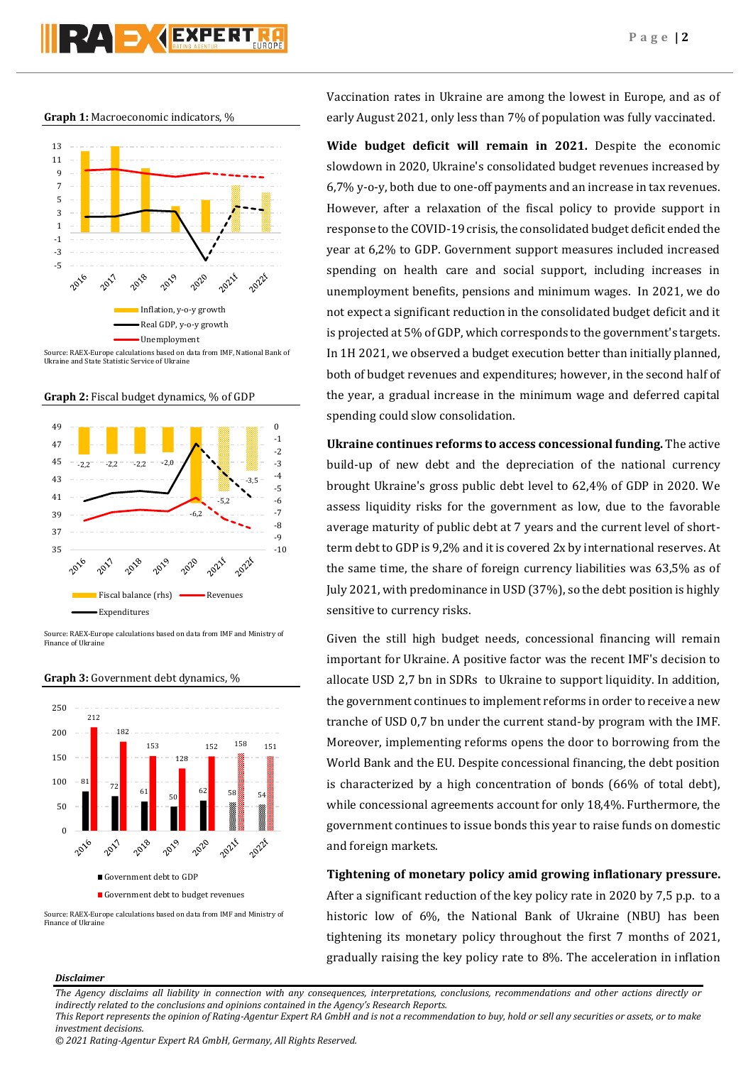**Graph 1:** Macroeconomic indicators, %

Source: RAEX-Europe calculations based on data from IMF, National Bank of Ukraine and State Statistic Service of Ukraine

**Graph 2:** Fiscal budget dynamics, % of GDP

Source: RAEX-Europe calculations based on data from IMF and Ministry of Finance of Ukraine

**Graph 3:** Government debt dynamics, %

Source: RAEX-Europe calculations based on data from IMF and Ministry of Finance of Ukraine

Vaccination rates in Ukraine are among the lowest in Europe, and as of early August 2021, only less than 7% of population was fully vaccinated.

**Wide budget deficit will remain in 2021.** Despite the economic slowdown in 2020, Ukraine's consolidated budget revenues increased by 6,7% y-o-y, both due to one-off payments and an increase in tax revenues. However, after a relaxation of the fiscal policy to provide support in response to the COVID-19 crisis, the consolidated budget deficit ended the year at 6,2% to GDP. Government support measures included increased spending on health care and social support, including increases in unemployment benefits, pensions and minimum wages. In 2021, we do not expect a significant reduction in the consolidated budget deficit and it is projected at 5% of GDP, which corresponds to the government's targets. In 1H 2021, we observed a budget execution better than initially planned, both of budget revenues and expenditures; however, in the second half of the year, a gradual increase in the minimum wage and deferred capital spending could slow consolidation.

**Ukraine continues reforms to access concessional funding.** The active build-up of new debt and the depreciation of the national currency brought Ukraine's gross public debt level to 62,4% of GDP in 2020. We assess liquidity risks for the government as low, due to the favorable average maturity of public debt at 7 years and the current level of short-term debt to GDP is 9,2% and it is covered 2x by international reserves. At the same time, the share of foreign currency liabilities was 63,5% as of July 2021, with predominance in USD (37%), so the debt position is highly sensitive to currency risks.

Given the still high budget needs, concessional financing will remain important for Ukraine. A positive factor was the recent IMF's decision to allocate USD 2,7 bn in SDRs to Ukraine to support liquidity. In addition, the government continues to implement reforms in order to receive a new tranche of USD 0,7 bn under the current stand-by program with the IMF. Moreover, implementing reforms opens the door to borrowing from the World Bank and the EU. Despite concessional financing, the debt position is characterized by a high concentration of bonds (66% of total debt), while concessional agreements account for only 18,4%. Furthermore, the government continues to issue bonds this year to raise funds on domestic and foreign markets.

**Tightening of monetary policy amid growing inflationary pressure.** After a significant reduction of the key policy rate in 2020 by 7,5 p.p. to a historic low of 6%, the National Bank of Ukraine (NBU) has been tightening its monetary policy throughout the first 7 months of 2021, gradually raising the key policy rate to 8%. The acceleration in inflation

***Disclaimer***

*The Agency disclaims all liability in connection with any consequences, interpretations, conclusions, recommendations and other actions directly or indirectly related to the conclusions and opinions contained in the Agency's Research Reports.*
*This Report represents the opinion of Rating-Agentur Expert RA GmbH and is not a recommendation to buy, hold or sell any securities or assets, or to make investment decisions.*
*© 2021 Rating-Agentur Expert RA GmbH, Germany, All Rights Reserved.*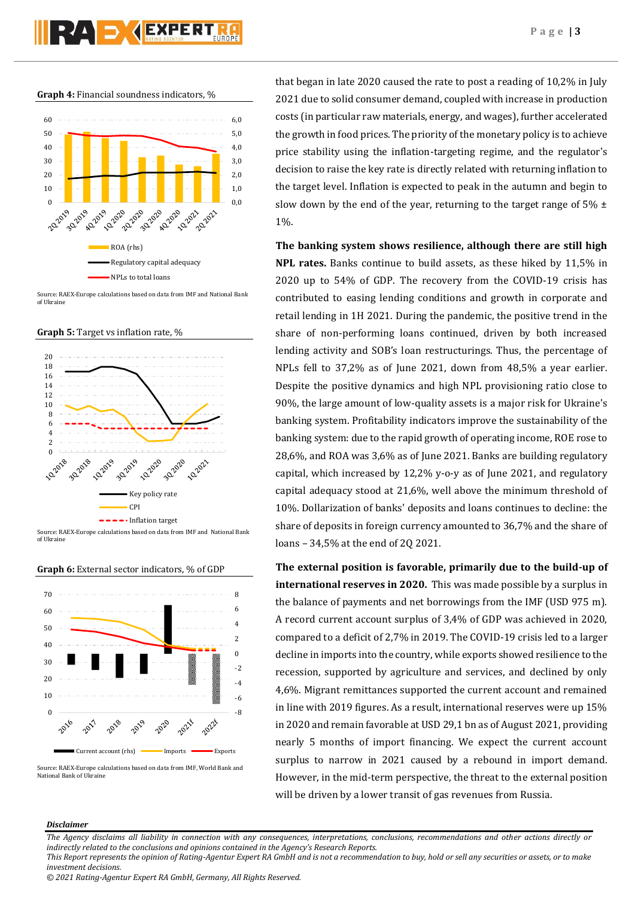**Graph 4:** Financial soundness indicators, %

Source: RAEX-Europe calculations based on data from IMF and National Bank of Ukraine

**Graph 5:** Target vs inflation rate, %

Source: RAEX-Europe calculations based on data from IMF and National Bank of Ukraine

**Graph 6:** External sector indicators, % of GDP

Source: RAEX-Europe calculations based on data from IMF, World Bank and National Bank of Ukraine

that began in late 2020 caused the rate to post a reading of 10,2% in July 2021 due to solid consumer demand, coupled with increase in production costs (in particular raw materials, energy, and wages), further accelerated the growth in food prices. The priority of the monetary policy is to achieve price stability using the inflation-targeting regime, and the regulator's decision to raise the key rate is directly related with returning inflation to the target level. Inflation is expected to peak in the autumn and begin to slow down by the end of the year, returning to the target range of 5% ± 1%.

**The banking system shows resilience, although there are still high NPL rates.** Banks continue to build assets, as these hiked by 11,5% in 2020 up to 54% of GDP. The recovery from the COVID-19 crisis has contributed to easing lending conditions and growth in corporate and retail lending in 1H 2021. During the pandemic, the positive trend in the share of non-performing loans continued, driven by both increased lending activity and SOB's loan restructurings. Thus, the percentage of NPLs fell to 37,2% as of June 2021, down from 48,5% a year earlier. Despite the positive dynamics and high NPL provisioning ratio close to 90%, the large amount of low-quality assets is a major risk for Ukraine's banking system. Profitability indicators improve the sustainability of the banking system: due to the rapid growth of operating income, ROE rose to 28,6%, and ROA was 3,6% as of June 2021. Banks are building regulatory capital, which increased by 12,2% y-o-y as of June 2021, and regulatory capital adequacy stood at 21,6%, well above the minimum threshold of 10%. Dollarization of banks' deposits and loans continues to decline: the share of deposits in foreign currency amounted to 36,7% and the share of loans – 34,5% at the end of 2Q 2021.

**The external position is favorable, primarily due to the build-up of international reserves in 2020.** This was made possible by a surplus in the balance of payments and net borrowings from the IMF (USD 975 m). A record current account surplus of 3,4% of GDP was achieved in 2020, compared to a deficit of 2,7% in 2019. The COVID-19 crisis led to a larger decline in imports into the country, while exports showed resilience to the recession, supported by agriculture and services, and declined by only 4,6%. Migrant remittances supported the current account and remained in line with 2019 figures. As a result, international reserves were up 15% in 2020 and remain favorable at USD 29,1 bn as of August 2021, providing nearly 5 months of import financing. We expect the current account surplus to narrow in 2021 caused by a rebound in import demand. However, in the mid-term perspective, the threat to the external position will be driven by a lower transit of gas revenues from Russia.

***Disclaimer***

*The Agency disclaims all liability in connection with any consequences, interpretations, conclusions, recommendations and other actions directly or indirectly related to the conclusions and opinions contained in the Agency's Research Reports.*

*This Report represents the opinion of Rating-Agentur Expert RA GmbH and is not a recommendation to buy, hold or sell any securities or assets, or to make investment decisions.*

*© 2021 Rating-Agentur Expert RA GmbH, Germany, All Rights Reserved.*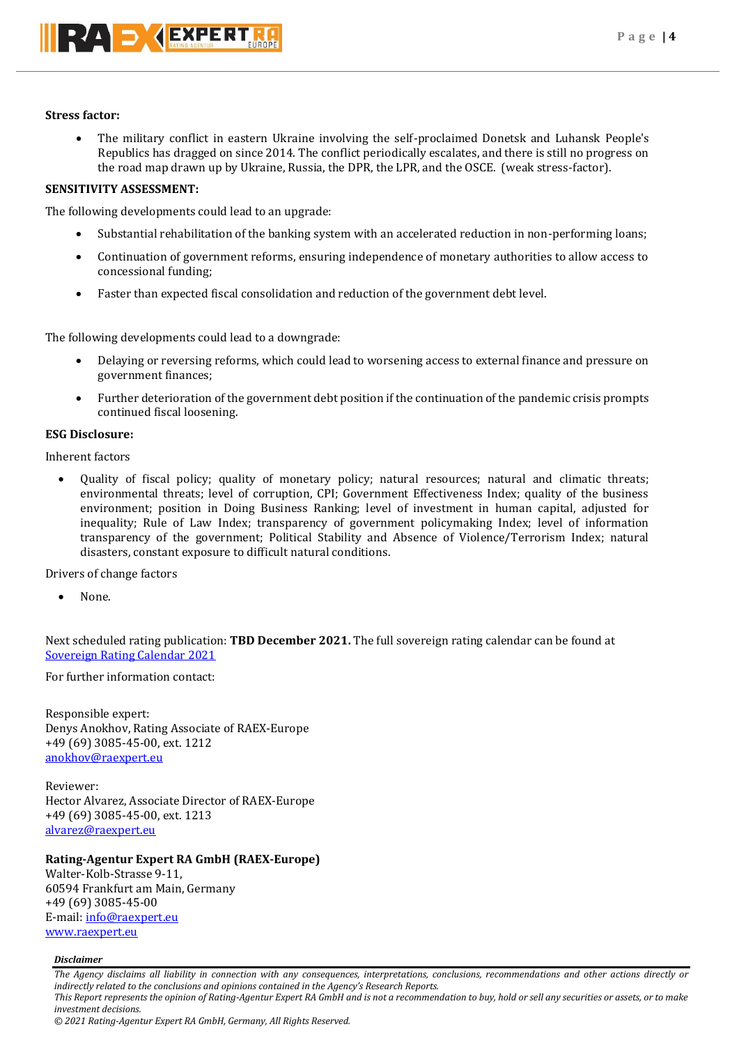**Stress factor:**

- The military conflict in eastern Ukraine involving the self-proclaimed Donetsk and Luhansk People's Republics has dragged on since 2014. The conflict periodically escalates, and there is still no progress on the road map drawn up by Ukraine, Russia, the DPR, the LPR, and the OSCE. (weak stress-factor).

**SENSITIVITY ASSESSMENT:**

The following developments could lead to an upgrade:

- Substantial rehabilitation of the banking system with an accelerated reduction in non-performing loans;
- Continuation of government reforms, ensuring independence of monetary authorities to allow access to concessional funding;
- Faster than expected fiscal consolidation and reduction of the government debt level.

The following developments could lead to a downgrade:

- Delaying or reversing reforms, which could lead to worsening access to external finance and pressure on government finances;
- Further deterioration of the government debt position if the continuation of the pandemic crisis prompts continued fiscal loosening.

**ESG Disclosure:**

Inherent factors

- Quality of fiscal policy; quality of monetary policy; natural resources; natural and climatic threats; environmental threats; level of corruption, CPI; Government Effectiveness Index; quality of the business environment; position in Doing Business Ranking; level of investment in human capital, adjusted for inequality; Rule of Law Index; transparency of government policymaking Index; level of information transparency of the government; Political Stability and Absence of Violence/Terrorism Index; natural disasters, constant exposure to difficult natural conditions.

Drivers of change factors

- None.

Next scheduled rating publication: **TBD December 2021.** The full sovereign rating calendar can be found at [Sovereign Rating Calendar 2021](Sovereign Rating Calendar 2021)

For further information contact:

Responsible expert:
Denys Anokhov, Rating Associate of RAEX-Europe
+49 (69) 3085-45-00, ext. 1212
anokhov@raexpert.eu

Reviewer:
Hector Alvarez, Associate Director of RAEX-Europe
+49 (69) 3085-45-00, ext. 1213
alvarez@raexpert.eu

**Rating-Agentur Expert RA GmbH (RAEX-Europe)**
Walter-Kolb-Strasse 9-11,
60594 Frankfurt am Main, Germany
+49 (69) 3085-45-00
E-mail: info@raexpert.eu
www.raexpert.eu

***Disclaimer***

*The Agency disclaims all liability in connection with any consequences, interpretations, conclusions, recommendations and other actions directly or indirectly related to the conclusions and opinions contained in the Agency's Research Reports.*
*This Report represents the opinion of Rating-Agentur Expert RA GmbH and is not a recommendation to buy, hold or sell any securities or assets, or to make investment decisions.*
*© 2021 Rating-Agentur Expert RA GmbH, Germany, All Rights Reserved.*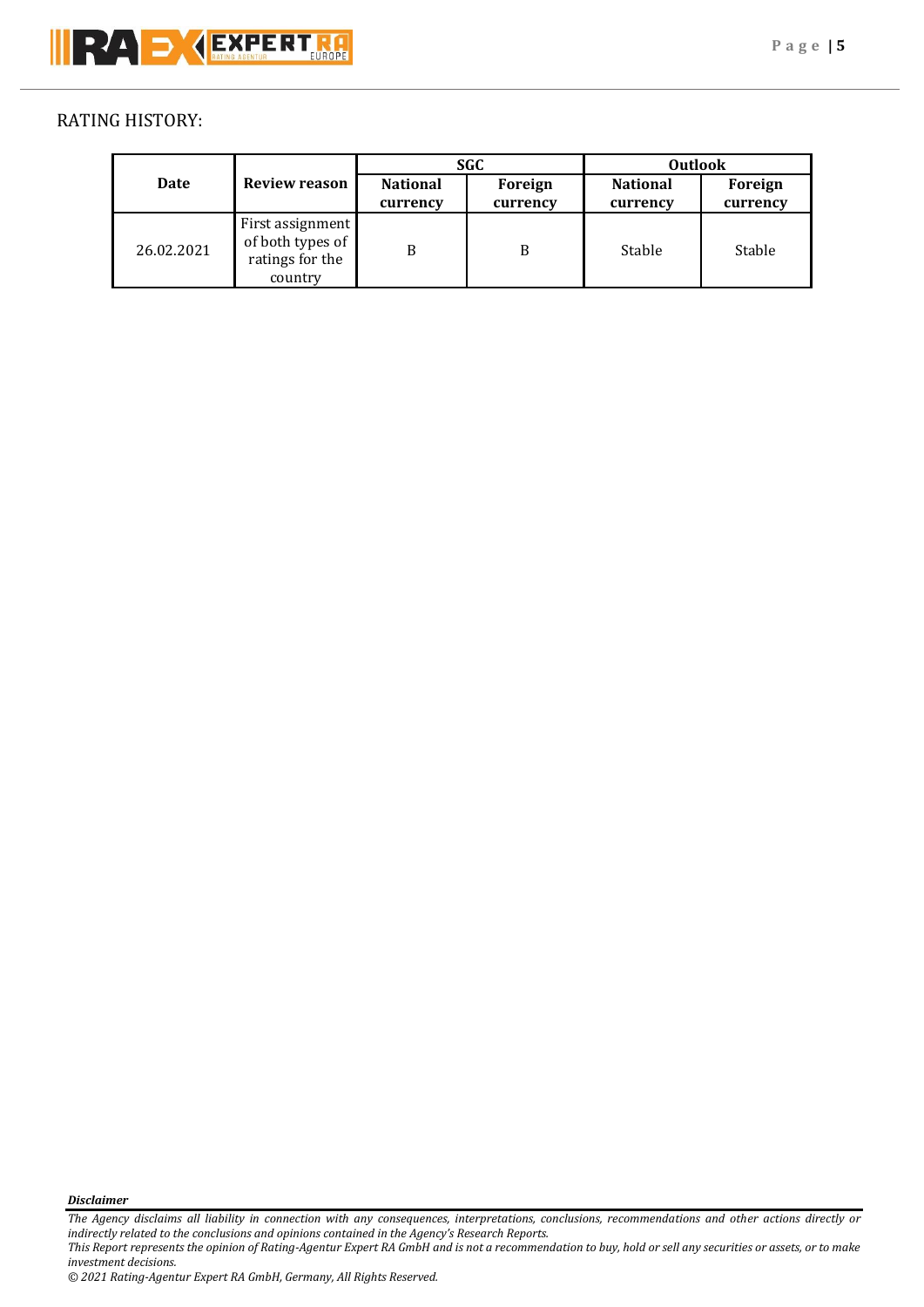## RATING HISTORY:

| Date | Review reason | SGC | | Outlook | |
|---|---|---|---|---|---|
| | | **National currency** | **Foreign currency** | **National currency** | **Foreign currency** |
| 26.02.2021 | First assignment of both types of ratings for the country | B | B | Stable | Stable |

***Disclaimer***

*The Agency disclaims all liability in connection with any consequences, interpretations, conclusions, recommendations and other actions directly or indirectly related to the conclusions and opinions contained in the Agency's Research Reports.*

*This Report represents the opinion of Rating-Agentur Expert RA GmbH and is not a recommendation to buy, hold or sell any securities or assets, or to make investment decisions.*

*© 2021 Rating-Agentur Expert RA GmbH, Germany, All Rights Reserved.*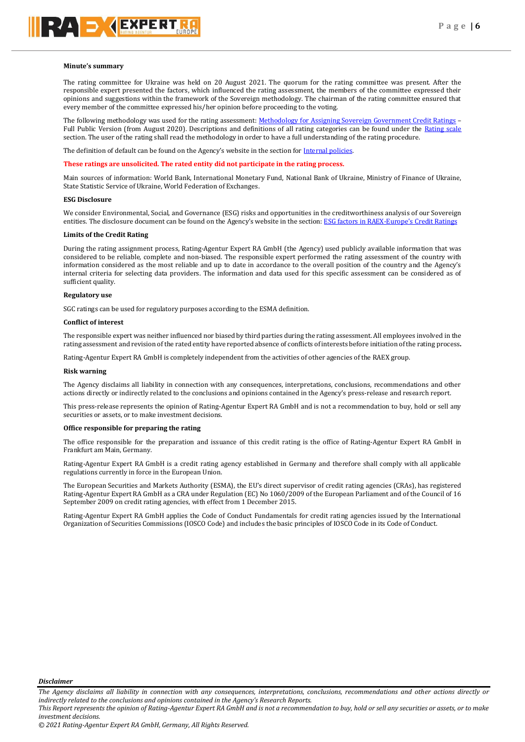**Minute's summary**

The rating committee for Ukraine was held on 20 August 2021. The quorum for the rating committee was present. After the responsible expert presented the factors, which influenced the rating assessment, the members of the committee expressed their opinions and suggestions within the framework of the Sovereign methodology. The chairman of the rating committee ensured that every member of the committee expressed his/her opinion before proceeding to the voting.

The following methodology was used for the rating assessment: Methodology for Assigning Sovereign Government Credit Ratings – Full Public Version (from August 2020). Descriptions and definitions of all rating categories can be found under the Rating scale section. The user of the rating shall read the methodology in order to have a full understanding of the rating procedure.

The definition of default can be found on the Agency's website in the section for Internal policies.

**These ratings are unsolicited. The rated entity did not participate in the rating process.**

Main sources of information: World Bank, International Monetary Fund, National Bank of Ukraine, Ministry of Finance of Ukraine, State Statistic Service of Ukraine, World Federation of Exchanges.

**ESG Disclosure**

We consider Environmental, Social, and Governance (ESG) risks and opportunities in the creditworthiness analysis of our Sovereign entities. The disclosure document can be found on the Agency's website in the section: ESG factors in RAEX-Europe's Credit Ratings

**Limits of the Credit Rating**

During the rating assignment process, Rating-Agentur Expert RA GmbH (the Agency) used publicly available information that was considered to be reliable, complete and non-biased. The responsible expert performed the rating assessment of the country with information considered as the most reliable and up to date in accordance to the overall position of the country and the Agency's internal criteria for selecting data providers. The information and data used for this specific assessment can be considered as of sufficient quality.

**Regulatory use**

SGC ratings can be used for regulatory purposes according to the ESMA definition.

**Conflict of interest**

The responsible expert was neither influenced nor biased by third parties during the rating assessment. All employees involved in the rating assessment and revision of the rated entity have reported absence of conflicts of interests before initiation of the rating process**.**

Rating-Agentur Expert RA GmbH is completely independent from the activities of other agencies of the RAEX group.

**Risk warning**

The Agency disclaims all liability in connection with any consequences, interpretations, conclusions, recommendations and other actions directly or indirectly related to the conclusions and opinions contained in the Agency's press-release and research report.

This press-release represents the opinion of Rating-Agentur Expert RA GmbH and is not a recommendation to buy, hold or sell any securities or assets, or to make investment decisions.

**Office responsible for preparing the rating**

The office responsible for the preparation and issuance of this credit rating is the office of Rating-Agentur Expert RA GmbH in Frankfurt am Main, Germany.

Rating-Agentur Expert RA GmbH is a credit rating agency established in Germany and therefore shall comply with all applicable regulations currently in force in the European Union.

The European Securities and Markets Authority (ESMA), the EU's direct supervisor of credit rating agencies (CRAs), has registered Rating-Agentur Expert RA GmbH as a CRA under Regulation (EC) No 1060/2009 of the European Parliament and of the Council of 16 September 2009 on credit rating agencies, with effect from 1 December 2015.

Rating-Agentur Expert RA GmbH applies the Code of Conduct Fundamentals for credit rating agencies issued by the International Organization of Securities Commissions (IOSCO Code) and includes the basic principles of IOSCO Code in its Code of Conduct.

***Disclaimer***

*The Agency disclaims all liability in connection with any consequences, interpretations, conclusions, recommendations and other actions directly or indirectly related to the conclusions and opinions contained in the Agency's Research Reports.*
*This Report represents the opinion of Rating-Agentur Expert RA GmbH and is not a recommendation to buy, hold or sell any securities or assets, or to make investment decisions.*
*© 2021 Rating-Agentur Expert RA GmbH, Germany, All Rights Reserved.*